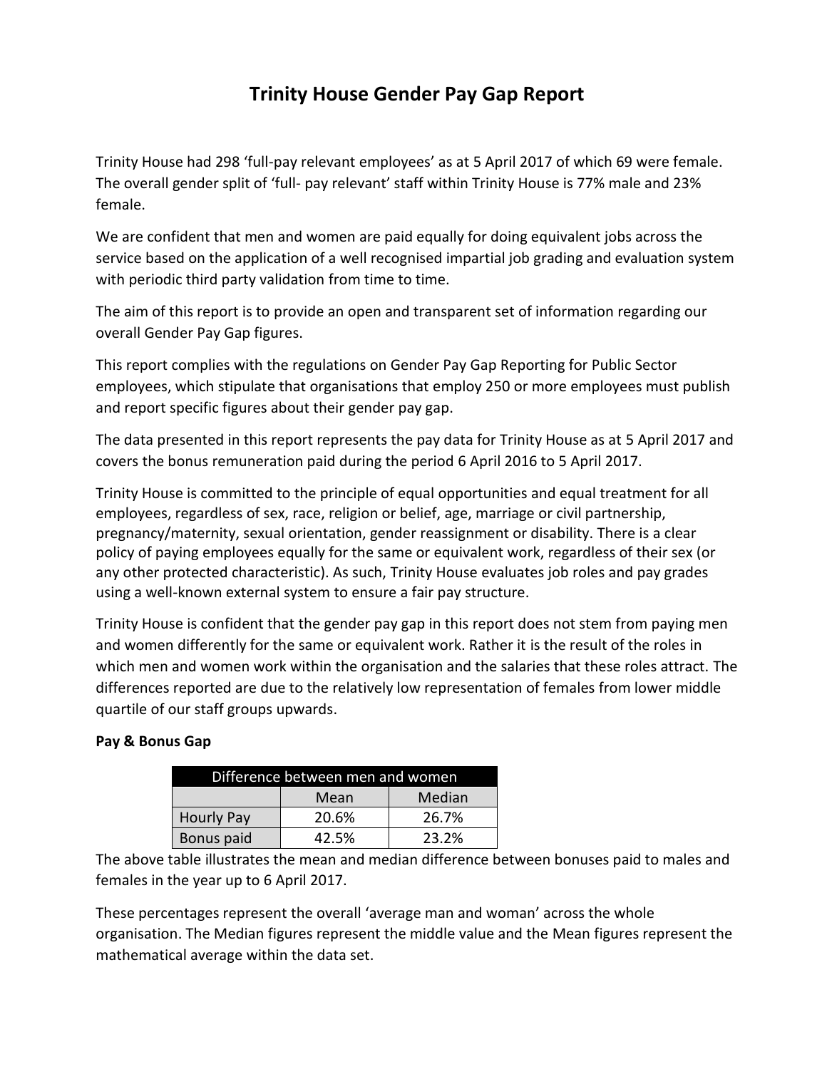# Trinity House Gender Pay Gap Report

Trinity House had 298 'full-pay relevant employees' as at 5 April 2017 of which 69 were female. The overall gender split of 'full- pay relevant' staff within Trinity House is 77% male and 23% female.

We are confident that men and women are paid equally for doing equivalent jobs across the service based on the application of a well recognised impartial job grading and evaluation system with periodic third party validation from time to time.

The aim of this report is to provide an open and transparent set of information regarding our overall Gender Pay Gap figures.

This report complies with the regulations on Gender Pay Gap Reporting for Public Sector employees, which stipulate that organisations that employ 250 or more employees must publish and report specific figures about their gender pay gap.

The data presented in this report represents the pay data for Trinity House as at 5 April 2017 and covers the bonus remuneration paid during the period 6 April 2016 to 5 April 2017.

Trinity House is committed to the principle of equal opportunities and equal treatment for all employees, regardless of sex, race, religion or belief, age, marriage or civil partnership, pregnancy/maternity, sexual orientation, gender reassignment or disability. There is a clear policy of paying employees equally for the same or equivalent work, regardless of their sex (or any other protected characteristic). As such, Trinity House evaluates job roles and pay grades using a well-known external system to ensure a fair pay structure.

Trinity House is confident that the gender pay gap in this report does not stem from paying men and women differently for the same or equivalent work. Rather it is the result of the roles in which men and women work within the organisation and the salaries that these roles attract. The differences reported are due to the relatively low representation of females from lower middle quartile of our staff groups upwards.

**Pay & Bonus Gap**

| Difference between men and women | | |
|---|---|---|
| | Mean | Median |
| Hourly Pay | 20.6% | 26.7% |
| Bonus paid | 42.5% | 23.2% |

The above table illustrates the mean and median difference between bonuses paid to males and females in the year up to 6 April 2017.

These percentages represent the overall 'average man and woman' across the whole organisation. The Median figures represent the middle value and the Mean figures represent the mathematical average within the data set.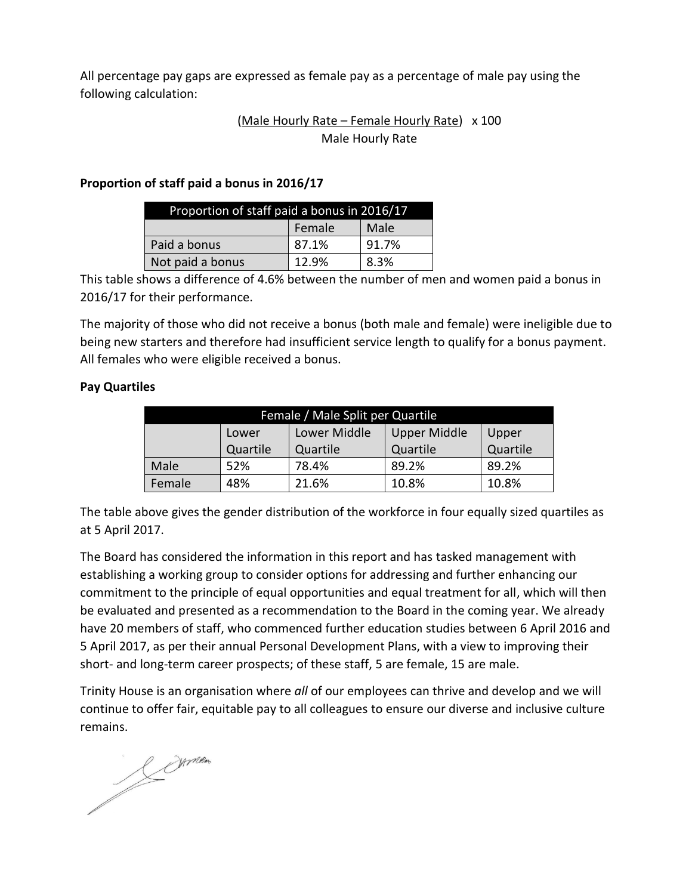All percentage pay gaps are expressed as female pay as a percentage of male pay using the following calculation:

$$\frac{\text{Male Hourly Rate} - \text{Female Hourly Rate}}{\text{Male Hourly Rate}} \times 100$$

**Proportion of staff paid a bonus in 2016/17**

| Proportion of staff paid a bonus in 2016/17 | | |
|---|---|---|
| | Female | Male |
| Paid a bonus | 87.1% | 91.7% |
| Not paid a bonus | 12.9% | 8.3% |

This table shows a difference of 4.6% between the number of men and women paid a bonus in 2016/17 for their performance.

The majority of those who did not receive a bonus (both male and female) were ineligible due to being new starters and therefore had insufficient service length to qualify for a bonus payment. All females who were eligible received a bonus.

**Pay Quartiles**

| Female / Male Split per Quartile | | | | |
|---|---|---|---|---|
| | Lower Quartile | Lower Middle Quartile | Upper Middle Quartile | Upper Quartile |
| Male | 52% | 78.4% | 89.2% | 89.2% |
| Female | 48% | 21.6% | 10.8% | 10.8% |

The table above gives the gender distribution of the workforce in four equally sized quartiles as at 5 April 2017.

The Board has considered the information in this report and has tasked management with establishing a working group to consider options for addressing and further enhancing our commitment to the principle of equal opportunities and equal treatment for all, which will then be evaluated and presented as a recommendation to the Board in the coming year. We already have 20 members of staff, who commenced further education studies between 6 April 2016 and 5 April 2017, as per their annual Personal Development Plans, with a view to improving their short- and long-term career prospects; of these staff, 5 are female, 15 are male.

Trinity House is an organisation where *all* of our employees can thrive and develop and we will continue to offer fair, equitable pay to all colleagues to ensure our diverse and inclusive culture remains.